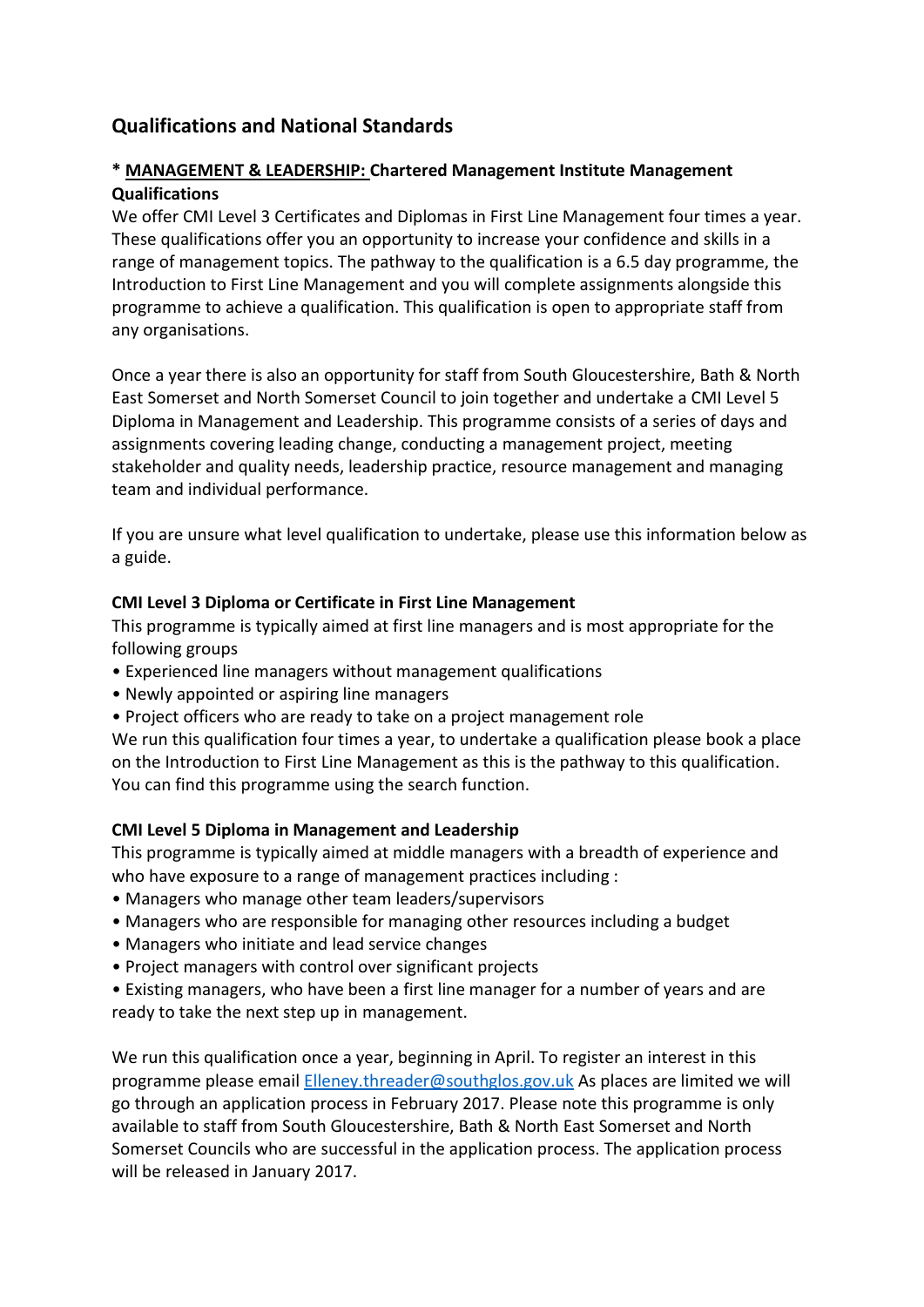## Qualifications and National Standards

**\* MANAGEMENT & LEADERSHIP: Chartered Management Institute Management Qualifications**

We offer CMI Level 3 Certificates and Diplomas in First Line Management four times a year. These qualifications offer you an opportunity to increase your confidence and skills in a range of management topics. The pathway to the qualification is a 6.5 day programme, the Introduction to First Line Management and you will complete assignments alongside this programme to achieve a qualification. This qualification is open to appropriate staff from any organisations.

Once a year there is also an opportunity for staff from South Gloucestershire, Bath & North East Somerset and North Somerset Council to join together and undertake a CMI Level 5 Diploma in Management and Leadership. This programme consists of a series of days and assignments covering leading change, conducting a management project, meeting stakeholder and quality needs, leadership practice, resource management and managing team and individual performance.

If you are unsure what level qualification to undertake, please use this information below as a guide.

**CMI Level 3 Diploma or Certificate in First Line Management**

This programme is typically aimed at first line managers and is most appropriate for the following groups

- Experienced line managers without management qualifications
- Newly appointed or aspiring line managers
- Project officers who are ready to take on a project management role

We run this qualification four times a year, to undertake a qualification please book a place on the Introduction to First Line Management as this is the pathway to this qualification. You can find this programme using the search function.

**CMI Level 5 Diploma in Management and Leadership**

This programme is typically aimed at middle managers with a breadth of experience and who have exposure to a range of management practices including :

- Managers who manage other team leaders/supervisors
- Managers who are responsible for managing other resources including a budget
- Managers who initiate and lead service changes
- Project managers with control over significant projects
- Existing managers, who have been a first line manager for a number of years and are ready to take the next step up in management.

We run this qualification once a year, beginning in April. To register an interest in this programme please email Elleney.threader@southglos.gov.uk As places are limited we will go through an application process in February 2017. Please note this programme is only available to staff from South Gloucestershire, Bath & North East Somerset and North Somerset Councils who are successful in the application process. The application process will be released in January 2017.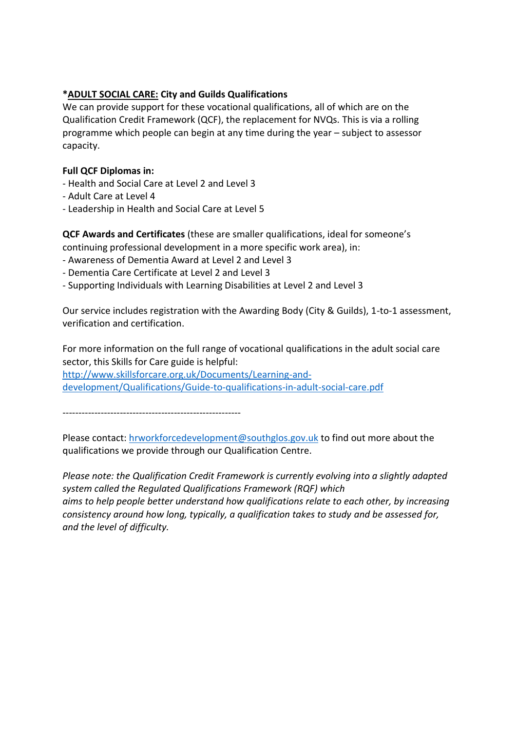***ADULT SOCIAL CARE:** City and Guilds Qualifications**

We can provide support for these vocational qualifications, all of which are on the Qualification Credit Framework (QCF), the replacement for NVQs. This is via a rolling programme which people can begin at any time during the year – subject to assessor capacity.

**Full QCF Diplomas in:**

- Health and Social Care at Level 2 and Level 3
- Adult Care at Level 4
- Leadership in Health and Social Care at Level 5

**QCF Awards and Certificates** (these are smaller qualifications, ideal for someone's continuing professional development in a more specific work area), in:

- Awareness of Dementia Award at Level 2 and Level 3
- Dementia Care Certificate at Level 2 and Level 3
- Supporting Individuals with Learning Disabilities at Level 2 and Level 3

Our service includes registration with the Awarding Body (City & Guilds), 1-to-1 assessment, verification and certification.

For more information on the full range of vocational qualifications in the adult social care sector, this Skills for Care guide is helpful:
[http://www.skillsforcare.org.uk/Documents/Learning-and-development/Qualifications/Guide-to-qualifications-in-adult-social-care.pdf](http://www.skillsforcare.org.uk/Documents/Learning-and-development/Qualifications/Guide-to-qualifications-in-adult-social-care.pdf)

-------------------------------------------------------

Please contact: [hrworkforcedevelopment@southglos.gov.uk](mailto:hrworkforcedevelopment@southglos.gov.uk) to find out more about the qualifications we provide through our Qualification Centre.

*Please note: the Qualification Credit Framework is currently evolving into a slightly adapted system called the Regulated Qualifications Framework (RQF) which aims to help people better understand how qualifications relate to each other, by increasing consistency around how long, typically, a qualification takes to study and be assessed for, and the level of difficulty.*